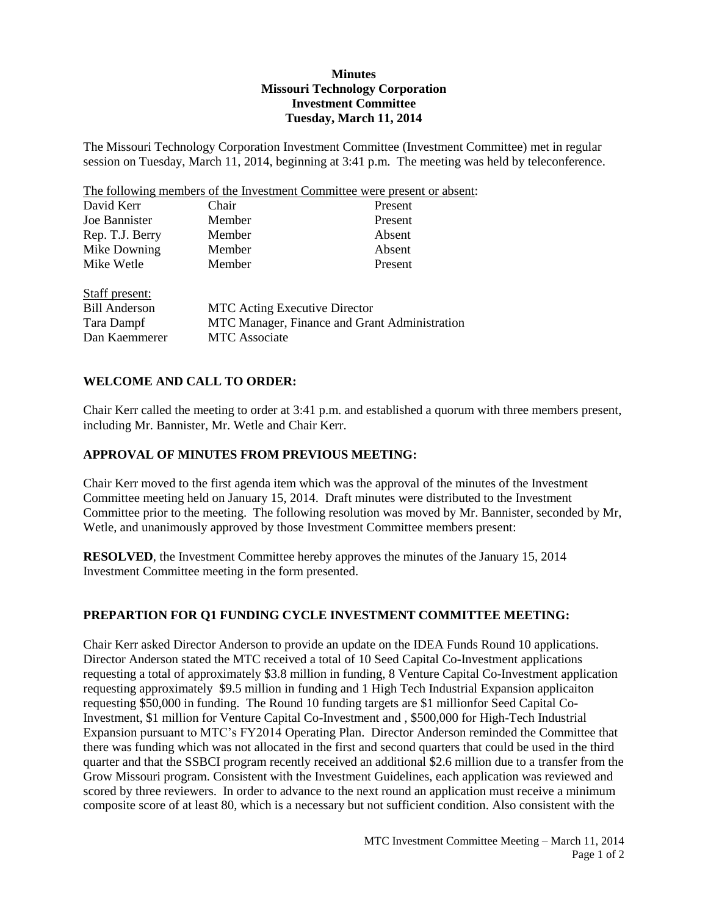**Minutes**
**Missouri Technology Corporation**
**Investment Committee**
**Tuesday, March 11, 2014**

The Missouri Technology Corporation Investment Committee (Investment Committee) met in regular session on Tuesday, March 11, 2014, beginning at 3:41 p.m. The meeting was held by teleconference.

The following members of the Investment Committee were present or absent:

| | | |
|---|---|---|
| David Kerr | Chair | Present |
| Joe Bannister | Member | Present |
| Rep. T.J. Berry | Member | Absent |
| Mike Downing | Member | Absent |
| Mike Wetle | Member | Present |

Staff present:

| | |
|---|---|
| Bill Anderson | MTC Acting Executive Director |
| Tara Dampf | MTC Manager, Finance and Grant Administration |
| Dan Kaemmerer | MTC Associate |

## WELCOME AND CALL TO ORDER:

Chair Kerr called the meeting to order at 3:41 p.m. and established a quorum with three members present, including Mr. Bannister, Mr. Wetle and Chair Kerr.

## APPROVAL OF MINUTES FROM PREVIOUS MEETING:

Chair Kerr moved to the first agenda item which was the approval of the minutes of the Investment Committee meeting held on January 15, 2014. Draft minutes were distributed to the Investment Committee prior to the meeting. The following resolution was moved by Mr. Bannister, seconded by Mr, Wetle, and unanimously approved by those Investment Committee members present:

**RESOLVED**, the Investment Committee hereby approves the minutes of the January 15, 2014 Investment Committee meeting in the form presented.

## PREPARTION FOR Q1 FUNDING CYCLE INVESTMENT COMMITTEE MEETING:

Chair Kerr asked Director Anderson to provide an update on the IDEA Funds Round 10 applications. Director Anderson stated the MTC received a total of 10 Seed Capital Co-Investment applications requesting a total of approximately $3.8 million in funding, 8 Venture Capital Co-Investment application requesting approximately $9.5 million in funding and 1 High Tech Industrial Expansion applicaiton requesting $50,000 in funding. The Round 10 funding targets are $1 millionfor Seed Capital Co-Investment, $1 million for Venture Capital Co-Investment and , $500,000 for High-Tech Industrial Expansion pursuant to MTC's FY2014 Operating Plan. Director Anderson reminded the Committee that there was funding which was not allocated in the first and second quarters that could be used in the third quarter and that the SSBCI program recently received an additional $2.6 million due to a transfer from the Grow Missouri program. Consistent with the Investment Guidelines, each application was reviewed and scored by three reviewers. In order to advance to the next round an application must receive a minimum composite score of at least 80, which is a necessary but not sufficient condition. Also consistent with the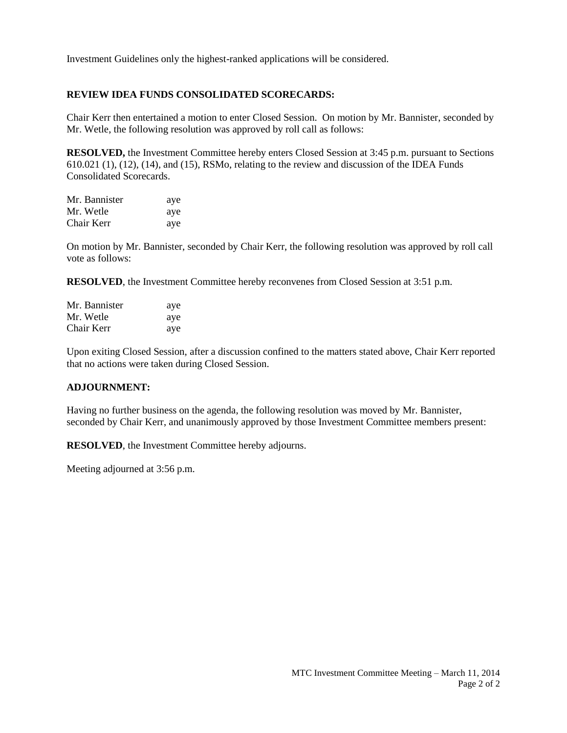Investment Guidelines only the highest-ranked applications will be considered.

**REVIEW IDEA FUNDS CONSOLIDATED SCORECARDS:**

Chair Kerr then entertained a motion to enter Closed Session. On motion by Mr. Bannister, seconded by Mr. Wetle, the following resolution was approved by roll call as follows:

**RESOLVED,** the Investment Committee hereby enters Closed Session at 3:45 p.m. pursuant to Sections 610.021 (1), (12), (14), and (15), RSMo, relating to the review and discussion of the IDEA Funds Consolidated Scorecards.

| | |
|---|---|
| Mr. Bannister | aye |
| Mr. Wetle | aye |
| Chair Kerr | aye |

On motion by Mr. Bannister, seconded by Chair Kerr, the following resolution was approved by roll call vote as follows:

**RESOLVED**, the Investment Committee hereby reconvenes from Closed Session at 3:51 p.m.

| | |
|---|---|
| Mr. Bannister | aye |
| Mr. Wetle | aye |
| Chair Kerr | aye |

Upon exiting Closed Session, after a discussion confined to the matters stated above, Chair Kerr reported that no actions were taken during Closed Session.

**ADJOURNMENT:**

Having no further business on the agenda, the following resolution was moved by Mr. Bannister, seconded by Chair Kerr, and unanimously approved by those Investment Committee members present:

**RESOLVED**, the Investment Committee hereby adjourns.

Meeting adjourned at 3:56 p.m.